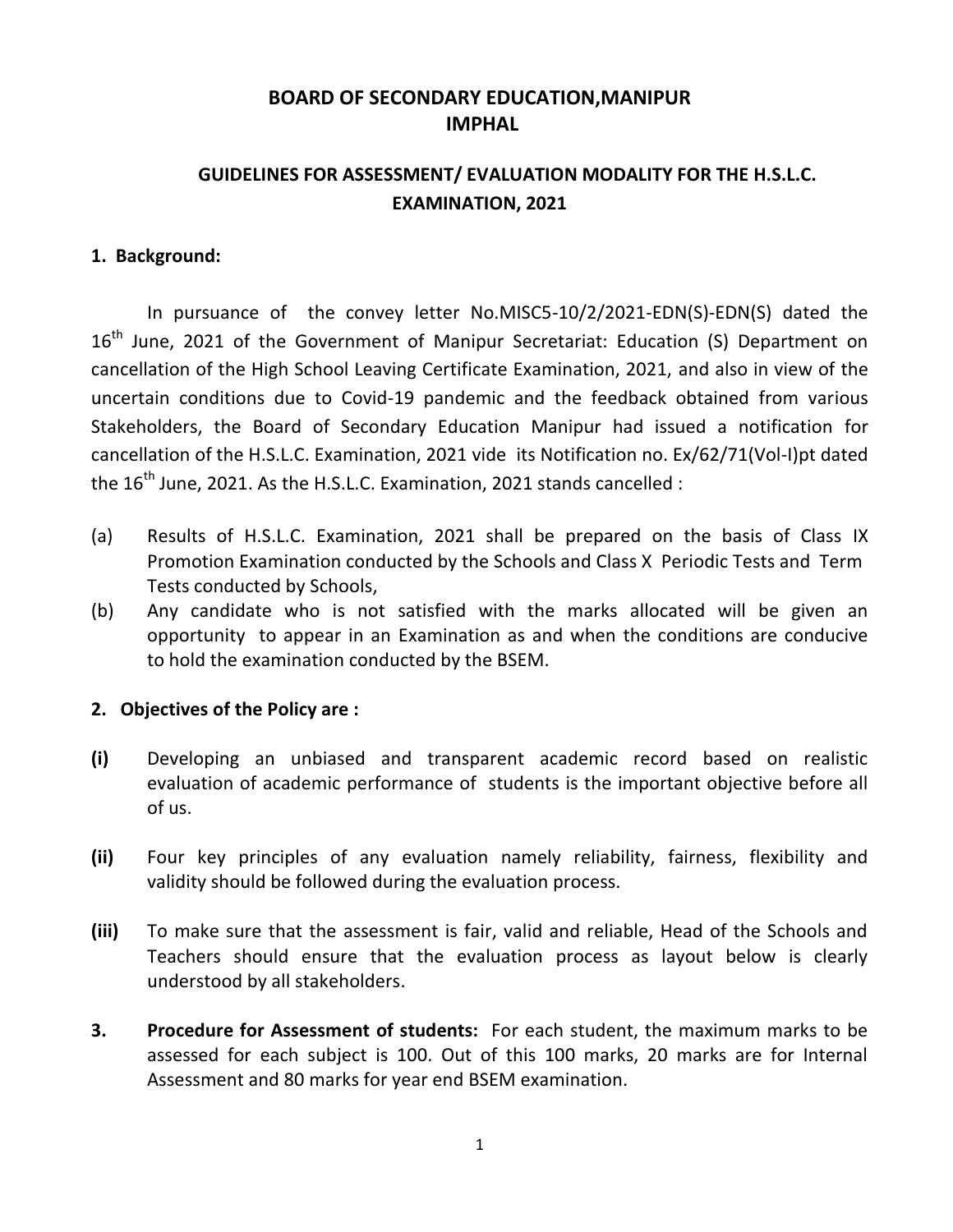# BOARD OF SECONDARY EDUCATION,MANIPUR
# IMPHAL

## GUIDELINES FOR ASSESSMENT/ EVALUATION MODALITY FOR THE H.S.L.C. EXAMINATION, 2021

### 1. Background:

In pursuance of the convey letter No.MISC5-10/2/2021-EDN(S)-EDN(S) dated the 16th June, 2021 of the Government of Manipur Secretariat: Education (S) Department on cancellation of the High School Leaving Certificate Examination, 2021, and also in view of the uncertain conditions due to Covid-19 pandemic and the feedback obtained from various Stakeholders, the Board of Secondary Education Manipur had issued a notification for cancellation of the H.S.L.C. Examination, 2021 vide its Notification no. Ex/62/71(Vol-I)pt dated the 16th June, 2021. As the H.S.L.C. Examination, 2021 stands cancelled :

(a) Results of H.S.L.C. Examination, 2021 shall be prepared on the basis of Class IX Promotion Examination conducted by the Schools and Class X Periodic Tests and Term Tests conducted by Schools,

(b) Any candidate who is not satisfied with the marks allocated will be given an opportunity to appear in an Examination as and when the conditions are conducive to hold the examination conducted by the BSEM.

### 2. Objectives of the Policy are :

**(i)** Developing an unbiased and transparent academic record based on realistic evaluation of academic performance of students is the important objective before all of us.

**(ii)** Four key principles of any evaluation namely reliability, fairness, flexibility and validity should be followed during the evaluation process.

**(iii)** To make sure that the assessment is fair, valid and reliable, Head of the Schools and Teachers should ensure that the evaluation process as layout below is clearly understood by all stakeholders.

**3. Procedure for Assessment of students:** For each student, the maximum marks to be assessed for each subject is 100. Out of this 100 marks, 20 marks are for Internal Assessment and 80 marks for year end BSEM examination.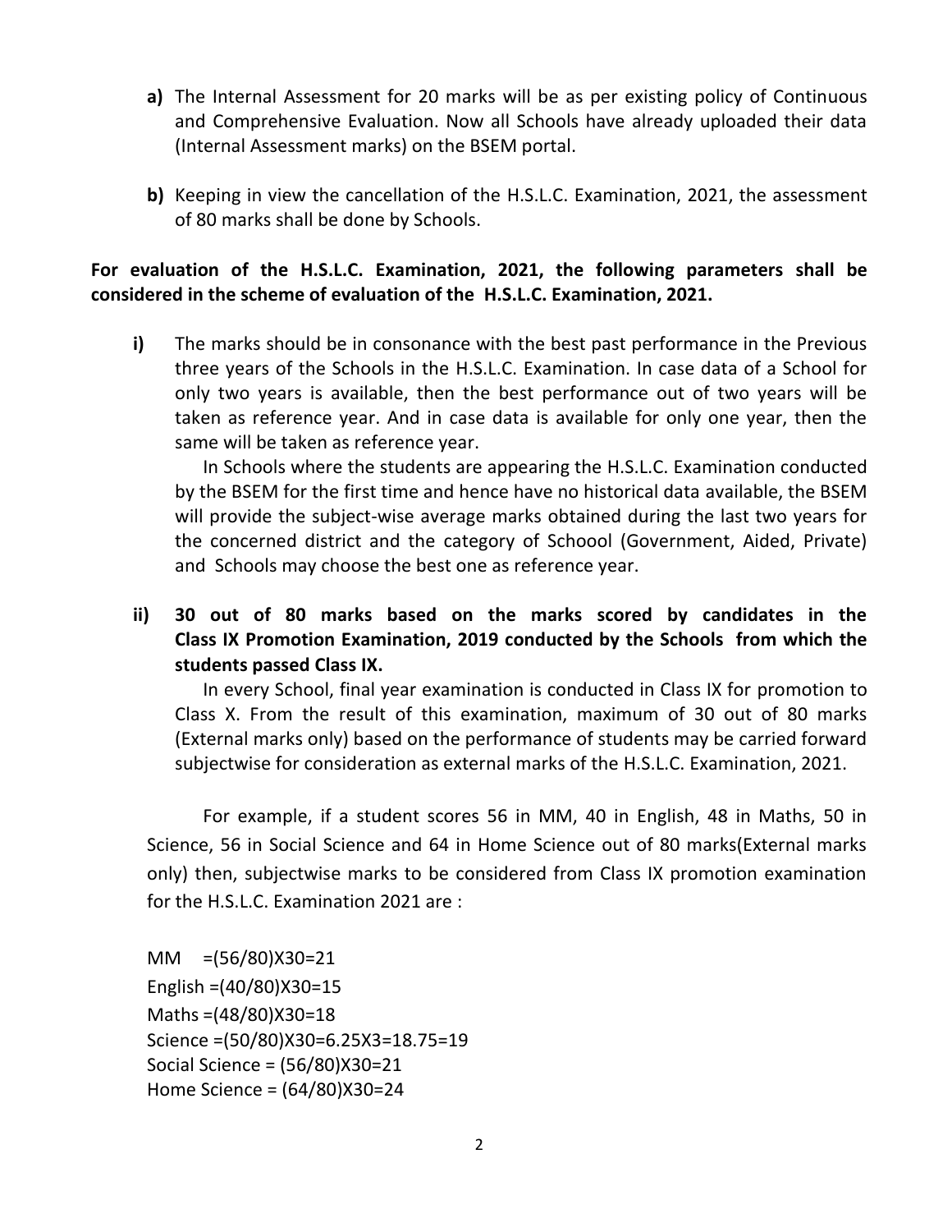**a)** The Internal Assessment for 20 marks will be as per existing policy of Continuous and Comprehensive Evaluation. Now all Schools have already uploaded their data (Internal Assessment marks) on the BSEM portal.

**b)** Keeping in view the cancellation of the H.S.L.C. Examination, 2021, the assessment of 80 marks shall be done by Schools.

**For evaluation of the H.S.L.C. Examination, 2021, the following parameters shall be considered in the scheme of evaluation of the H.S.L.C. Examination, 2021.**

**i)** The marks should be in consonance with the best past performance in the Previous three years of the Schools in the H.S.L.C. Examination. In case data of a School for only two years is available, then the best performance out of two years will be taken as reference year. And in case data is available for only one year, then the same will be taken as reference year.

In Schools where the students are appearing the H.S.L.C. Examination conducted by the BSEM for the first time and hence have no historical data available, the BSEM will provide the subject-wise average marks obtained during the last two years for the concerned district and the category of Schoool (Government, Aided, Private) and Schools may choose the best one as reference year.

**ii) 30 out of 80 marks based on the marks scored by candidates in the Class IX Promotion Examination, 2019 conducted by the Schools from which the students passed Class IX.**

In every School, final year examination is conducted in Class IX for promotion to Class X. From the result of this examination, maximum of 30 out of 80 marks (External marks only) based on the performance of students may be carried forward subjectwise for consideration as external marks of the H.S.L.C. Examination, 2021.

For example, if a student scores 56 in MM, 40 in English, 48 in Maths, 50 in Science, 56 in Social Science and 64 in Home Science out of 80 marks(External marks only) then, subjectwise marks to be considered from Class IX promotion examination for the H.S.L.C. Examination 2021 are :

MM =(56/80)X30=21
English =(40/80)X30=15
Maths =(48/80)X30=18
Science =(50/80)X30=6.25X3=18.75=19
Social Science = (56/80)X30=21
Home Science = (64/80)X30=24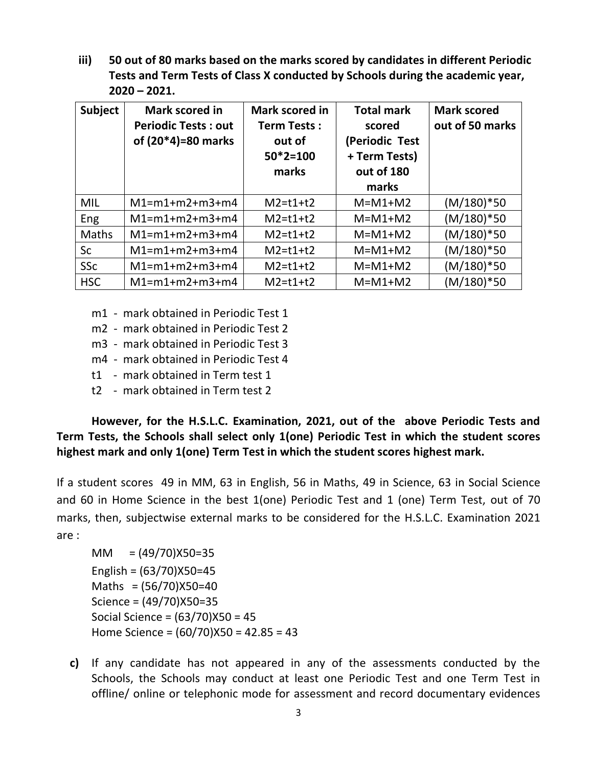**iii) 50 out of 80 marks based on the marks scored by candidates in different Periodic Tests and Term Tests of Class X conducted by Schools during the academic year, 2020 – 2021.**

| Subject | Mark scored in Periodic Tests : out of (20*4)=80 marks | Mark scored in Term Tests : out of 50*2=100 marks | Total mark scored (Periodic Test + Term Tests) out of 180 marks | Mark scored out of 50 marks |
|---|---|---|---|---|
| MIL | M1=m1+m2+m3+m4 | M2=t1+t2 | M=M1+M2 | (M/180)*50 |
| Eng | M1=m1+m2+m3+m4 | M2=t1+t2 | M=M1+M2 | (M/180)*50 |
| Maths | M1=m1+m2+m3+m4 | M2=t1+t2 | M=M1+M2 | (M/180)*50 |
| Sc | M1=m1+m2+m3+m4 | M2=t1+t2 | M=M1+M2 | (M/180)*50 |
| SSc | M1=m1+m2+m3+m4 | M2=t1+t2 | M=M1+M2 | (M/180)*50 |
| HSC | M1=m1+m2+m3+m4 | M2=t1+t2 | M=M1+M2 | (M/180)*50 |

m1 - mark obtained in Periodic Test 1
m2 - mark obtained in Periodic Test 2
m3 - mark obtained in Periodic Test 3
m4 - mark obtained in Periodic Test 4
t1 - mark obtained in Term test 1
t2 - mark obtained in Term test 2

**However, for the H.S.L.C. Examination, 2021, out of the above Periodic Tests and Term Tests, the Schools shall select only 1(one) Periodic Test in which the student scores highest mark and only 1(one) Term Test in which the student scores highest mark.**

If a student scores 49 in MM, 63 in English, 56 in Maths, 49 in Science, 63 in Social Science and 60 in Home Science in the best 1(one) Periodic Test and 1 (one) Term Test, out of 70 marks, then, subjectwise external marks to be considered for the H.S.L.C. Examination 2021 are :

MM = (49/70)X50=35
English = (63/70)X50=45
Maths = (56/70)X50=40
Science = (49/70)X50=35
Social Science = (63/70)X50 = 45
Home Science = (60/70)X50 = 42.85 = 43

**c)** If any candidate has not appeared in any of the assessments conducted by the Schools, the Schools may conduct at least one Periodic Test and one Term Test in offline/ online or telephonic mode for assessment and record documentary evidences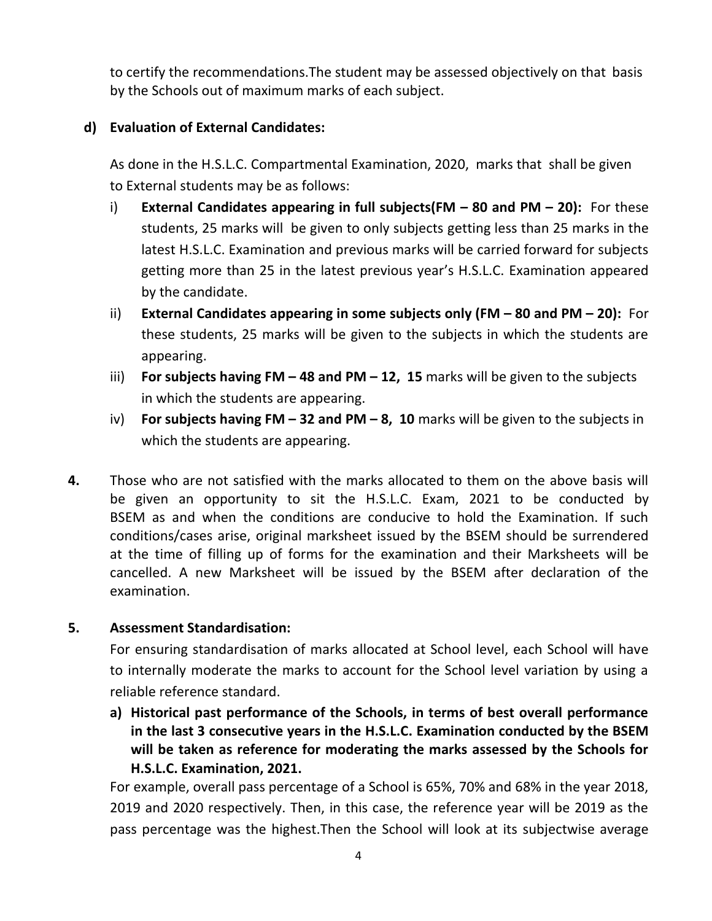to certify the recommendations.The student may be assessed objectively on that basis by the Schools out of maximum marks of each subject.

**d) Evaluation of External Candidates:**

As done in the H.S.L.C. Compartmental Examination, 2020, marks that shall be given to External students may be as follows:

i) **External Candidates appearing in full subjects(FM – 80 and PM – 20):** For these students, 25 marks will be given to only subjects getting less than 25 marks in the latest H.S.L.C. Examination and previous marks will be carried forward for subjects getting more than 25 in the latest previous year's H.S.L.C. Examination appeared by the candidate.

ii) **External Candidates appearing in some subjects only (FM – 80 and PM – 20):** For these students, 25 marks will be given to the subjects in which the students are appearing.

iii) **For subjects having FM – 48 and PM – 12, 15** marks will be given to the subjects in which the students are appearing.

iv) **For subjects having FM – 32 and PM – 8, 10** marks will be given to the subjects in which the students are appearing.

**4.** Those who are not satisfied with the marks allocated to them on the above basis will be given an opportunity to sit the H.S.L.C. Exam, 2021 to be conducted by BSEM as and when the conditions are conducive to hold the Examination. If such conditions/cases arise, original marksheet issued by the BSEM should be surrendered at the time of filling up of forms for the examination and their Marksheets will be cancelled. A new Marksheet will be issued by the BSEM after declaration of the examination.

**5. Assessment Standardisation:**

For ensuring standardisation of marks allocated at School level, each School will have to internally moderate the marks to account for the School level variation by using a reliable reference standard.

**a) Historical past performance of the Schools, in terms of best overall performance in the last 3 consecutive years in the H.S.L.C. Examination conducted by the BSEM will be taken as reference for moderating the marks assessed by the Schools for H.S.L.C. Examination, 2021.**

For example, overall pass percentage of a School is 65%, 70% and 68% in the year 2018, 2019 and 2020 respectively. Then, in this case, the reference year will be 2019 as the pass percentage was the highest.Then the School will look at its subjectwise average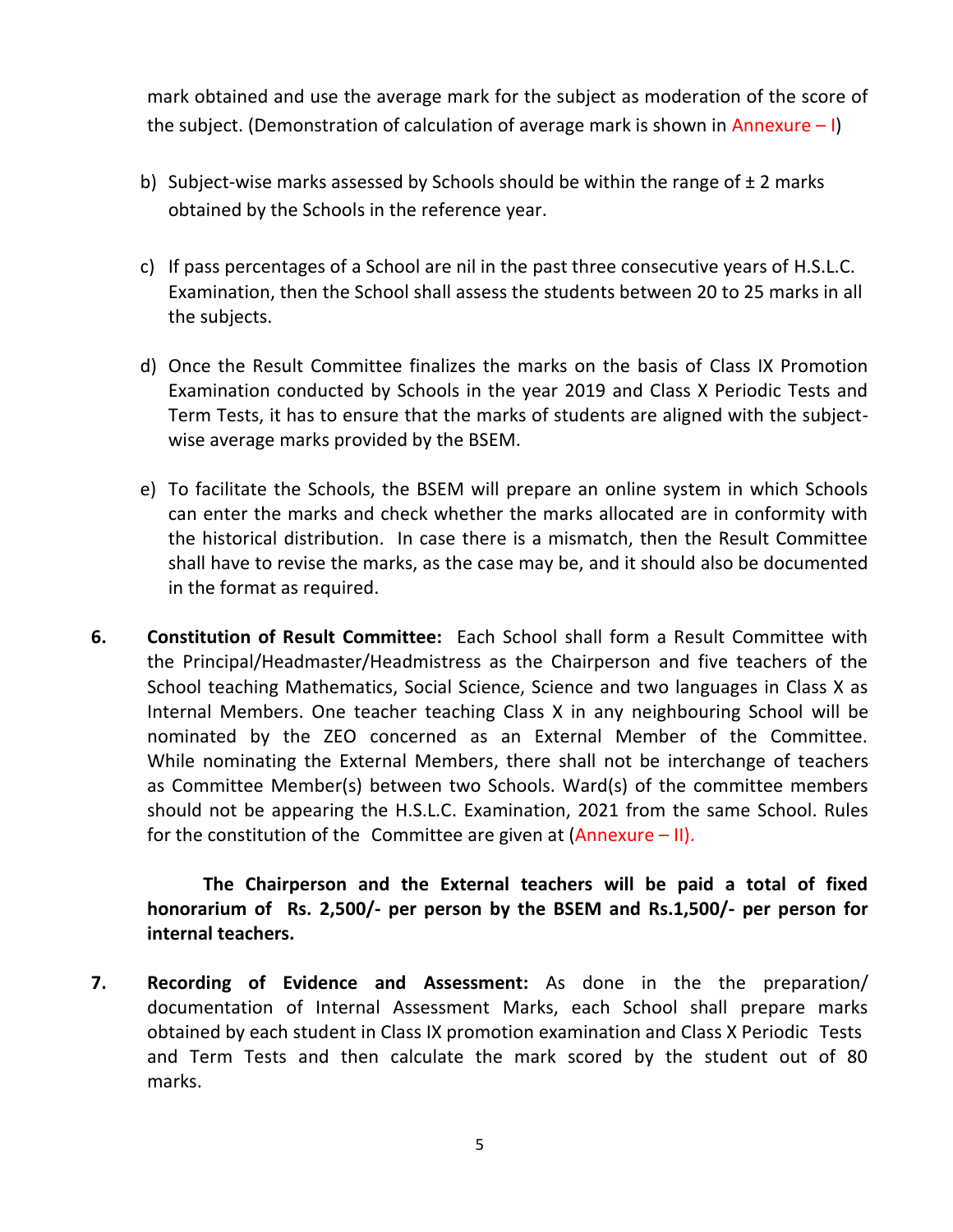mark obtained and use the average mark for the subject as moderation of the score of the subject. (Demonstration of calculation of average mark is shown in Annexure – I)

b) Subject-wise marks assessed by Schools should be within the range of ± 2 marks obtained by the Schools in the reference year.

c) If pass percentages of a School are nil in the past three consecutive years of H.S.L.C. Examination, then the School shall assess the students between 20 to 25 marks in all the subjects.

d) Once the Result Committee finalizes the marks on the basis of Class IX Promotion Examination conducted by Schools in the year 2019 and Class X Periodic Tests and Term Tests, it has to ensure that the marks of students are aligned with the subject-wise average marks provided by the BSEM.

e) To facilitate the Schools, the BSEM will prepare an online system in which Schools can enter the marks and check whether the marks allocated are in conformity with the historical distribution. In case there is a mismatch, then the Result Committee shall have to revise the marks, as the case may be, and it should also be documented in the format as required.

**6. Constitution of Result Committee:** Each School shall form a Result Committee with the Principal/Headmaster/Headmistress as the Chairperson and five teachers of the School teaching Mathematics, Social Science, Science and two languages in Class X as Internal Members. One teacher teaching Class X in any neighbouring School will be nominated by the ZEO concerned as an External Member of the Committee. While nominating the External Members, there shall not be interchange of teachers as Committee Member(s) between two Schools. Ward(s) of the committee members should not be appearing the H.S.L.C. Examination, 2021 from the same School. Rules for the constitution of the Committee are given at (Annexure – II).

**The Chairperson and the External teachers will be paid a total of fixed honorarium of Rs. 2,500/- per person by the BSEM and Rs.1,500/- per person for internal teachers.**

**7. Recording of Evidence and Assessment:** As done in the the preparation/ documentation of Internal Assessment Marks, each School shall prepare marks obtained by each student in Class IX promotion examination and Class X Periodic Tests and Term Tests and then calculate the mark scored by the student out of 80 marks.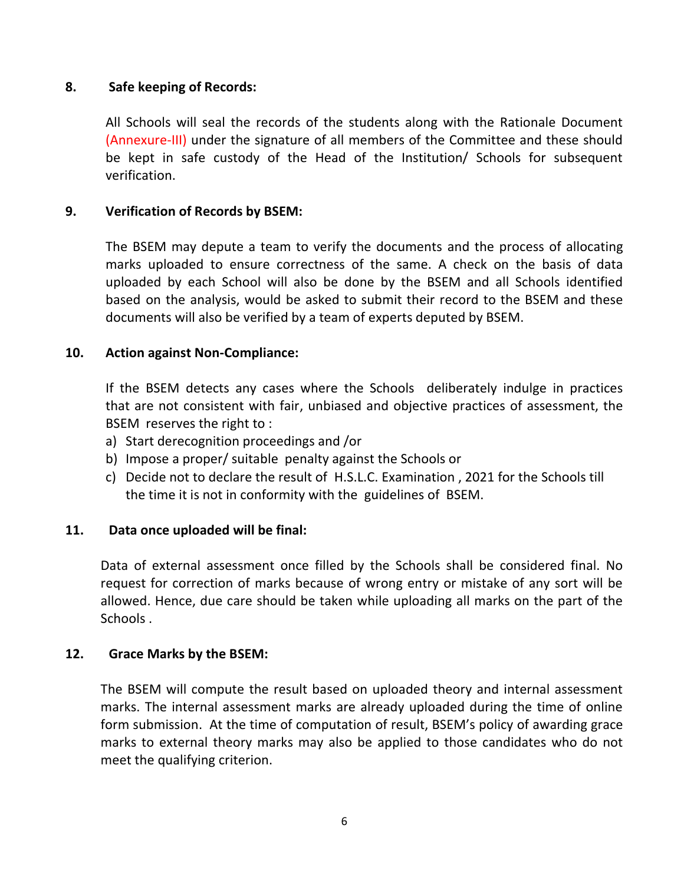**8. Safe keeping of Records:**

All Schools will seal the records of the students along with the Rationale Document (Annexure-III) under the signature of all members of the Committee and these should be kept in safe custody of the Head of the Institution/ Schools for subsequent verification.

**9. Verification of Records by BSEM:**

The BSEM may depute a team to verify the documents and the process of allocating marks uploaded to ensure correctness of the same. A check on the basis of data uploaded by each School will also be done by the BSEM and all Schools identified based on the analysis, would be asked to submit their record to the BSEM and these documents will also be verified by a team of experts deputed by BSEM.

**10. Action against Non-Compliance:**

If the BSEM detects any cases where the Schools deliberately indulge in practices that are not consistent with fair, unbiased and objective practices of assessment, the BSEM reserves the right to :

a) Start derecognition proceedings and /or
b) Impose a proper/ suitable penalty against the Schools or
c) Decide not to declare the result of H.S.L.C. Examination , 2021 for the Schools till the time it is not in conformity with the guidelines of BSEM.

**11. Data once uploaded will be final:**

Data of external assessment once filled by the Schools shall be considered final. No request for correction of marks because of wrong entry or mistake of any sort will be allowed. Hence, due care should be taken while uploading all marks on the part of the Schools .

**12. Grace Marks by the BSEM:**

The BSEM will compute the result based on uploaded theory and internal assessment marks. The internal assessment marks are already uploaded during the time of online form submission. At the time of computation of result, BSEM's policy of awarding grace marks to external theory marks may also be applied to those candidates who do not meet the qualifying criterion.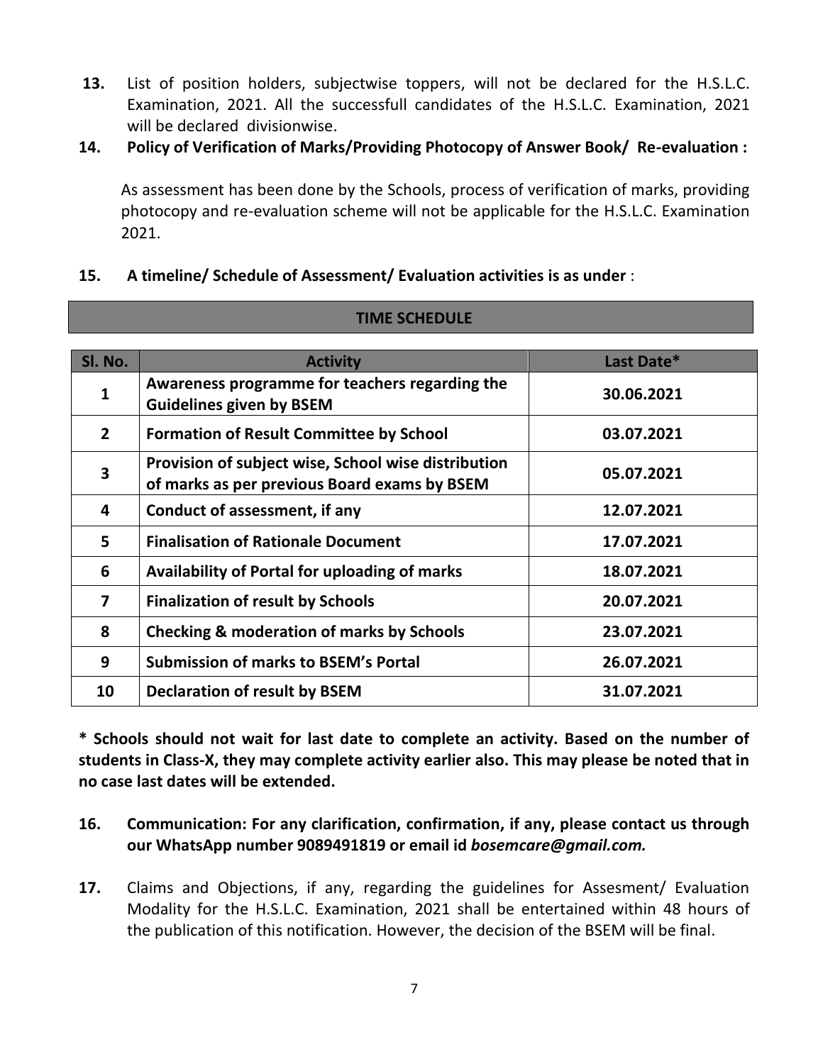**13.** List of position holders, subjectwise toppers, will not be declared for the H.S.L.C. Examination, 2021. All the successfull candidates of the H.S.L.C. Examination, 2021 will be declared divisionwise.

**14. Policy of Verification of Marks/Providing Photocopy of Answer Book/ Re-evaluation :**

As assessment has been done by the Schools, process of verification of marks, providing photocopy and re-evaluation scheme will not be applicable for the H.S.L.C. Examination 2021.

**15. A timeline/ Schedule of Assessment/ Evaluation activities is as under** :

**TIME SCHEDULE**

| Sl. No. | Activity | Last Date* |
|---|---|---|
| **1** | **Awareness programme for teachers regarding the Guidelines given by BSEM** | **30.06.2021** |
| **2** | **Formation of Result Committee by School** | **03.07.2021** |
| **3** | **Provision of subject wise, School wise distribution of marks as per previous Board exams by BSEM** | **05.07.2021** |
| **4** | **Conduct of assessment, if any** | **12.07.2021** |
| **5** | **Finalisation of Rationale Document** | **17.07.2021** |
| **6** | **Availability of Portal for uploading of marks** | **18.07.2021** |
| **7** | **Finalization of result by Schools** | **20.07.2021** |
| **8** | **Checking & moderation of marks by Schools** | **23.07.2021** |
| **9** | **Submission of marks to BSEM's Portal** | **26.07.2021** |
| **10** | **Declaration of result by BSEM** | **31.07.2021** |

**\* Schools should not wait for last date to complete an activity. Based on the number of students in Class-X, they may complete activity earlier also. This may please be noted that in no case last dates will be extended.**

**16. Communication: For any clarification, confirmation, if any, please contact us through our WhatsApp number 9089491819 or email id *bosemcare@gmail.com.***

**17.** Claims and Objections, if any, regarding the guidelines for Assesment/ Evaluation Modality for the H.S.L.C. Examination, 2021 shall be entertained within 48 hours of the publication of this notification. However, the decision of the BSEM will be final.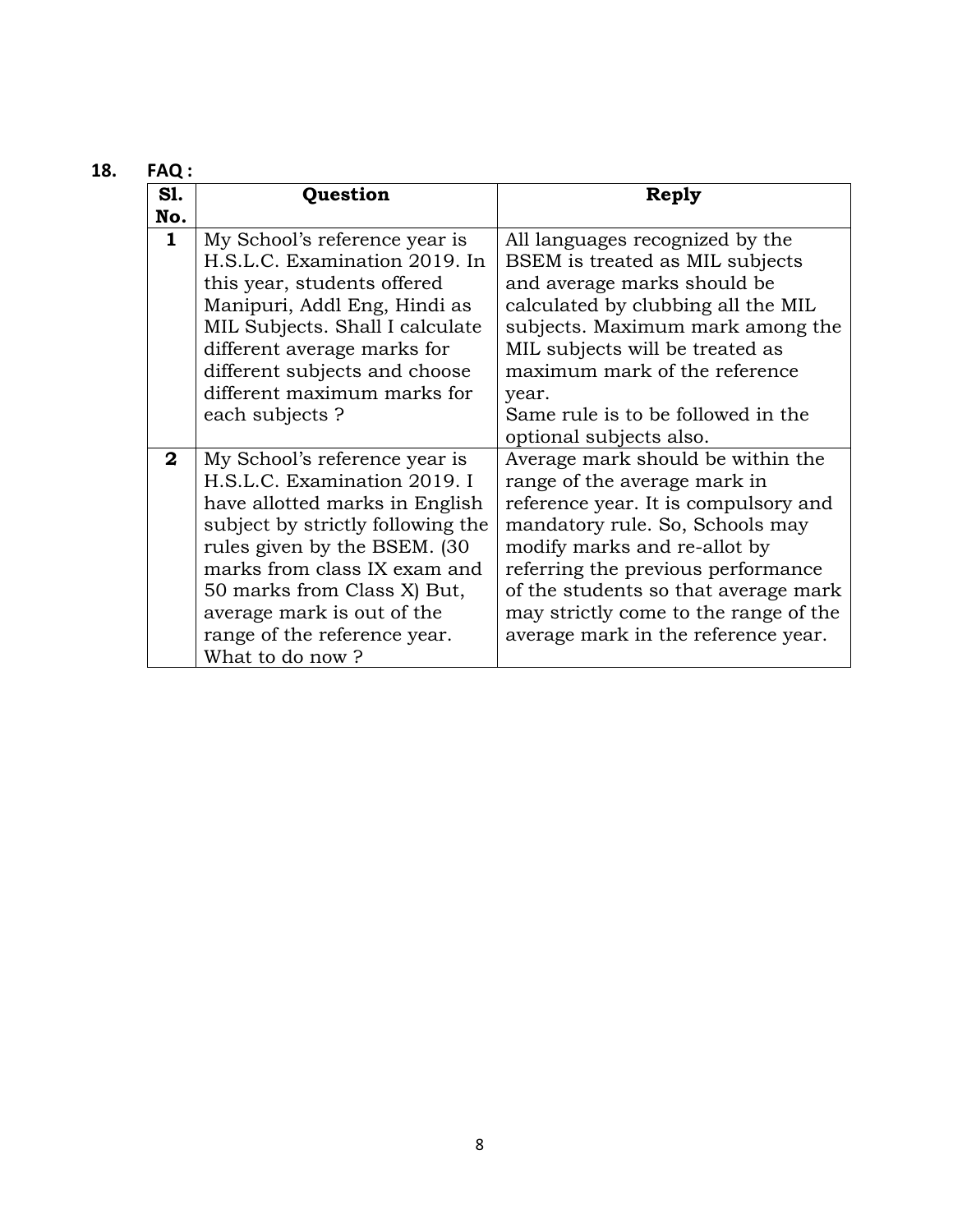## 18. FAQ :

| Sl. No. | Question | Reply |
|---|---|---|
| **1** | My School's reference year is H.S.L.C. Examination 2019. In this year, students offered Manipuri, Addl Eng, Hindi as MIL Subjects. Shall I calculate different average marks for different subjects and choose different maximum marks for each subjects ? | All languages recognized by the BSEM is treated as MIL subjects and average marks should be calculated by clubbing all the MIL subjects. Maximum mark among the MIL subjects will be treated as maximum mark of the reference year. Same rule is to be followed in the optional subjects also. |
| **2** | My School's reference year is H.S.L.C. Examination 2019. I have allotted marks in English subject by strictly following the rules given by the BSEM. (30 marks from class IX exam and 50 marks from Class X) But, average mark is out of the range of the reference year. What to do now ? | Average mark should be within the range of the average mark in reference year. It is compulsory and mandatory rule. So, Schools may modify marks and re-allot by referring the previous performance of the students so that average mark may strictly come to the range of the average mark in the reference year. |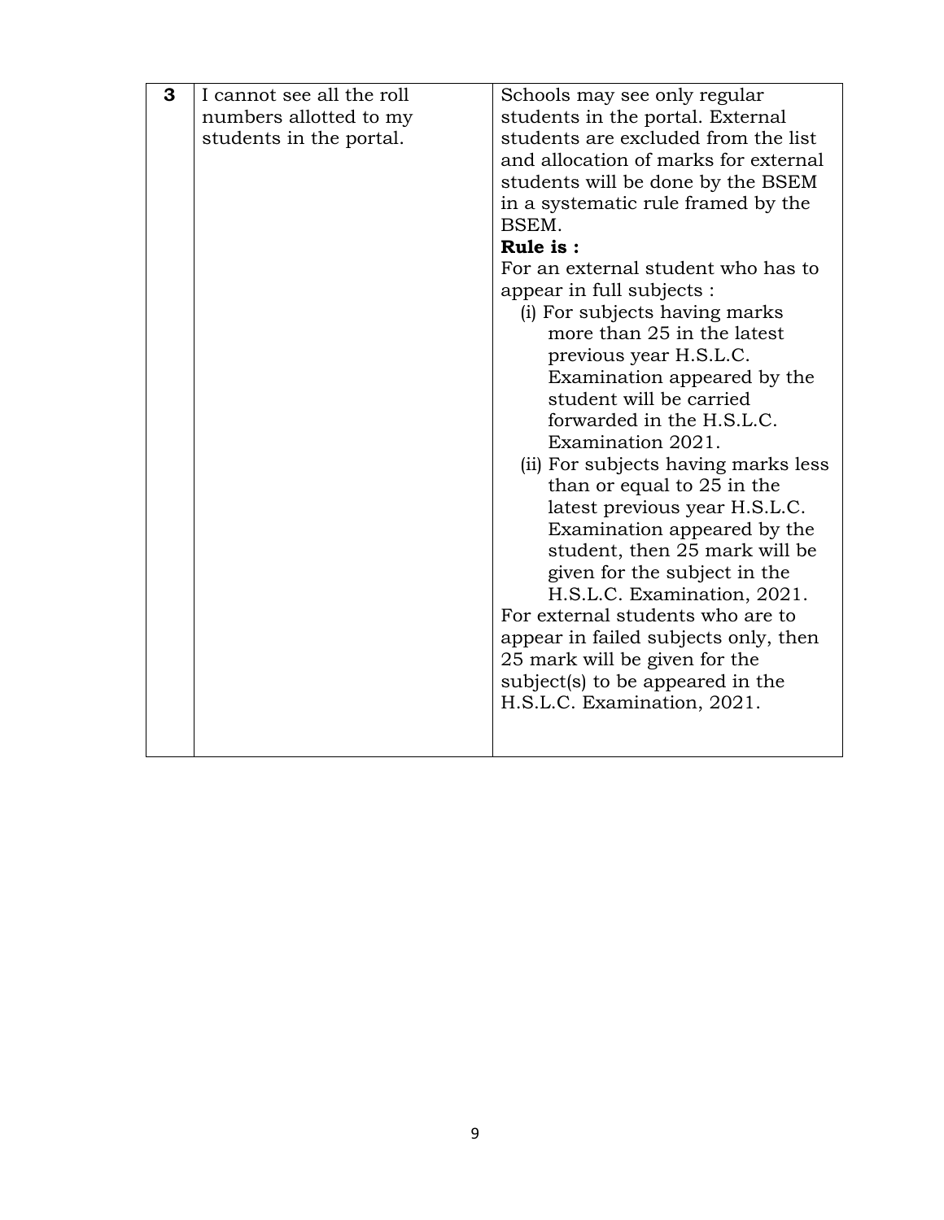| 3 | I cannot see all the roll numbers allotted to my students in the portal. | Schools may see only regular students in the portal. External students are excluded from the list and allocation of marks for external students will be done by the BSEM in a systematic rule framed by the BSEM.<br>**Rule is :**<br>For an external student who has to appear in full subjects :<br>(i) For subjects having marks more than 25 in the latest previous year H.S.L.C. Examination appeared by the student will be carried forwarded in the H.S.L.C. Examination 2021.<br>(ii) For subjects having marks less than or equal to 25 in the latest previous year H.S.L.C. Examination appeared by the student, then 25 mark will be given for the subject in the H.S.L.C. Examination, 2021.<br>For external students who are to appear in failed subjects only, then 25 mark will be given for the subject(s) to be appeared in the H.S.L.C. Examination, 2021. |
|---|---|---|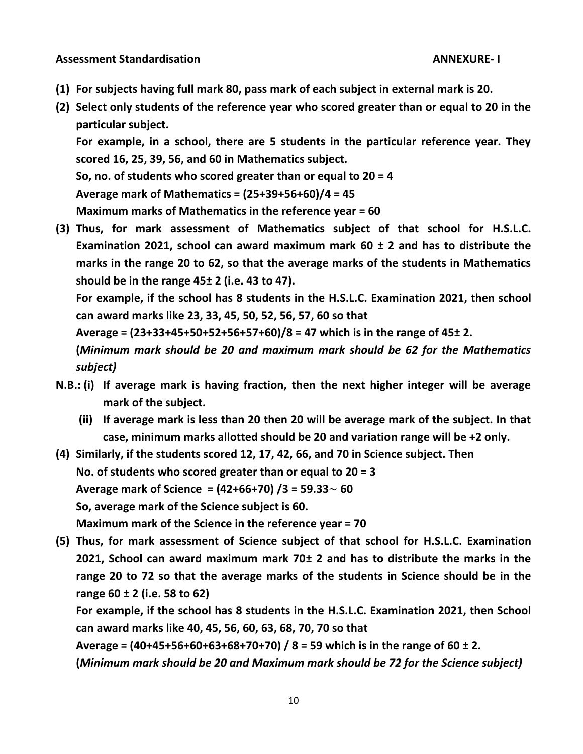**Assessment Standardisation** **ANNEXURE- I**

**(1) For subjects having full mark 80, pass mark of each subject in external mark is 20.**

**(2) Select only students of the reference year who scored greater than or equal to 20 in the particular subject.**

**For example, in a school, there are 5 students in the particular reference year. They scored 16, 25, 39, 56, and 60 in Mathematics subject.**

**So, no. of students who scored greater than or equal to 20 = 4**

**Average mark of Mathematics = (25+39+56+60)/4 = 45**

**Maximum marks of Mathematics in the reference year = 60**

**(3) Thus, for mark assessment of Mathematics subject of that school for H.S.L.C. Examination 2021, school can award maximum mark 60 ± 2 and has to distribute the marks in the range 20 to 62, so that the average marks of the students in Mathematics should be in the range 45± 2 (i.e. 43 to 47).**

**For example, if the school has 8 students in the H.S.L.C. Examination 2021, then school can award marks like 23, 33, 45, 50, 52, 56, 57, 60 so that**

**Average = (23+33+45+50+52+56+57+60)/8 = 47 which is in the range of 45± 2.**

**(*Minimum mark should be 20 and maximum mark should be 62 for the Mathematics subject)***

**N.B.: (i) If average mark is having fraction, then the next higher integer will be average mark of the subject.**

**(ii) If average mark is less than 20 then 20 will be average mark of the subject. In that case, minimum marks allotted should be 20 and variation range will be +2 only.**

**(4) Similarly, if the students scored 12, 17, 42, 66, and 70 in Science subject. Then**

**No. of students who scored greater than or equal to 20 = 3**

**Average mark of Science = (42+66+70) /3 = 59.33 ∼ 60**

**So, average mark of the Science subject is 60.**

**Maximum mark of the Science in the reference year = 70**

**(5) Thus, for mark assessment of Science subject of that school for H.S.L.C. Examination 2021, School can award maximum mark 70± 2 and has to distribute the marks in the range 20 to 72 so that the average marks of the students in Science should be in the range 60 ± 2 (i.e. 58 to 62)**

**For example, if the school has 8 students in the H.S.L.C. Examination 2021, then School can award marks like 40, 45, 56, 60, 63, 68, 70, 70 so that**

**Average = (40+45+56+60+63+68+70+70) / 8 = 59 which is in the range of 60 ± 2.**

**(*Minimum mark should be 20 and Maximum mark should be 72 for the Science subject)***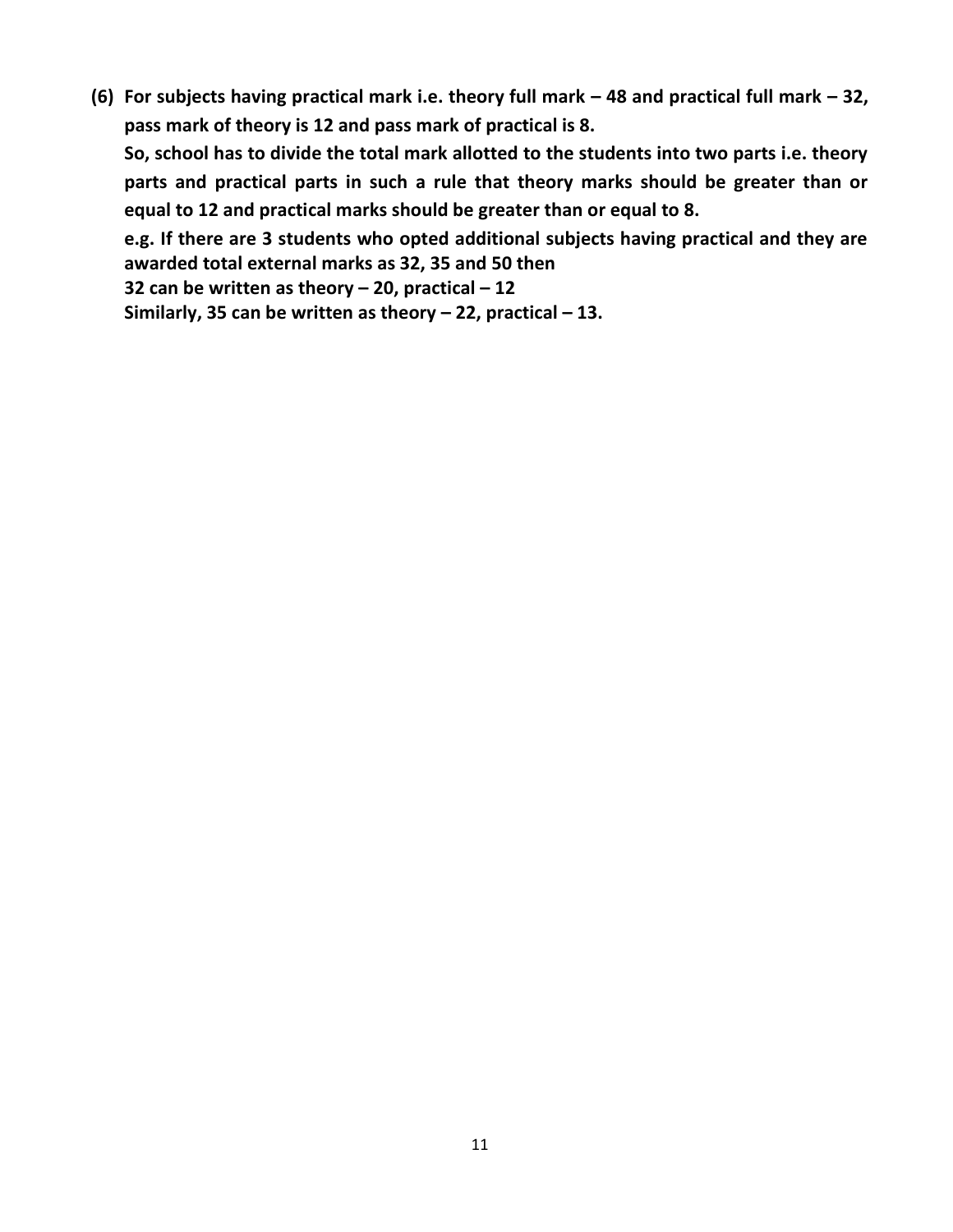**(6) For subjects having practical mark i.e. theory full mark – 48 and practical full mark – 32, pass mark of theory is 12 and pass mark of practical is 8.**

**So, school has to divide the total mark allotted to the students into two parts i.e. theory parts and practical parts in such a rule that theory marks should be greater than or equal to 12 and practical marks should be greater than or equal to 8.**

**e.g. If there are 3 students who opted additional subjects having practical and they are awarded total external marks as 32, 35 and 50 then**

**32 can be written as theory – 20, practical – 12**

**Similarly, 35 can be written as theory – 22, practical – 13.**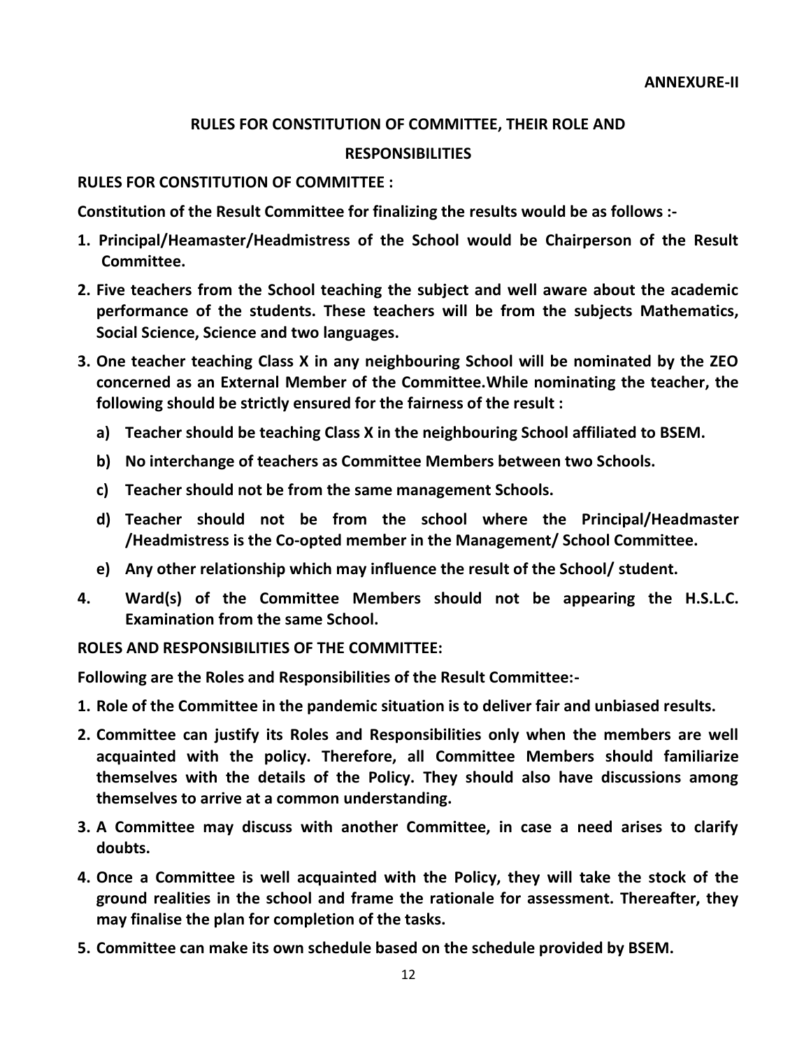**ANNEXURE-II**

## RULES FOR CONSTITUTION OF COMMITTEE, THEIR ROLE AND RESPONSIBILITIES

### RULES FOR CONSTITUTION OF COMMITTEE :

**Constitution of the Result Committee for finalizing the results would be as follows :-**

1. **Principal/Heamaster/Headmistress of the School would be Chairperson of the Result Committee.**
2. **Five teachers from the School teaching the subject and well aware about the academic performance of the students. These teachers will be from the subjects Mathematics, Social Science, Science and two languages.**
3. **One teacher teaching Class X in any neighbouring School will be nominated by the ZEO concerned as an External Member of the Committee.While nominating the teacher, the following should be strictly ensured for the fairness of the result :**
   a) **Teacher should be teaching Class X in the neighbouring School affiliated to BSEM.**
   b) **No interchange of teachers as Committee Members between two Schools.**
   c) **Teacher should not be from the same management Schools.**
   d) **Teacher should not be from the school where the Principal/Headmaster /Headmistress is the Co-opted member in the Management/ School Committee.**
   e) **Any other relationship which may influence the result of the School/ student.**
4. **Ward(s) of the Committee Members should not be appearing the H.S.L.C. Examination from the same School.**

### ROLES AND RESPONSIBILITIES OF THE COMMITTEE:

**Following are the Roles and Responsibilities of the Result Committee:-**

1. **Role of the Committee in the pandemic situation is to deliver fair and unbiased results.**
2. **Committee can justify its Roles and Responsibilities only when the members are well acquainted with the policy. Therefore, all Committee Members should familiarize themselves with the details of the Policy. They should also have discussions among themselves to arrive at a common understanding.**
3. **A Committee may discuss with another Committee, in case a need arises to clarify doubts.**
4. **Once a Committee is well acquainted with the Policy, they will take the stock of the ground realities in the school and frame the rationale for assessment. Thereafter, they may finalise the plan for completion of the tasks.**
5. **Committee can make its own schedule based on the schedule provided by BSEM.**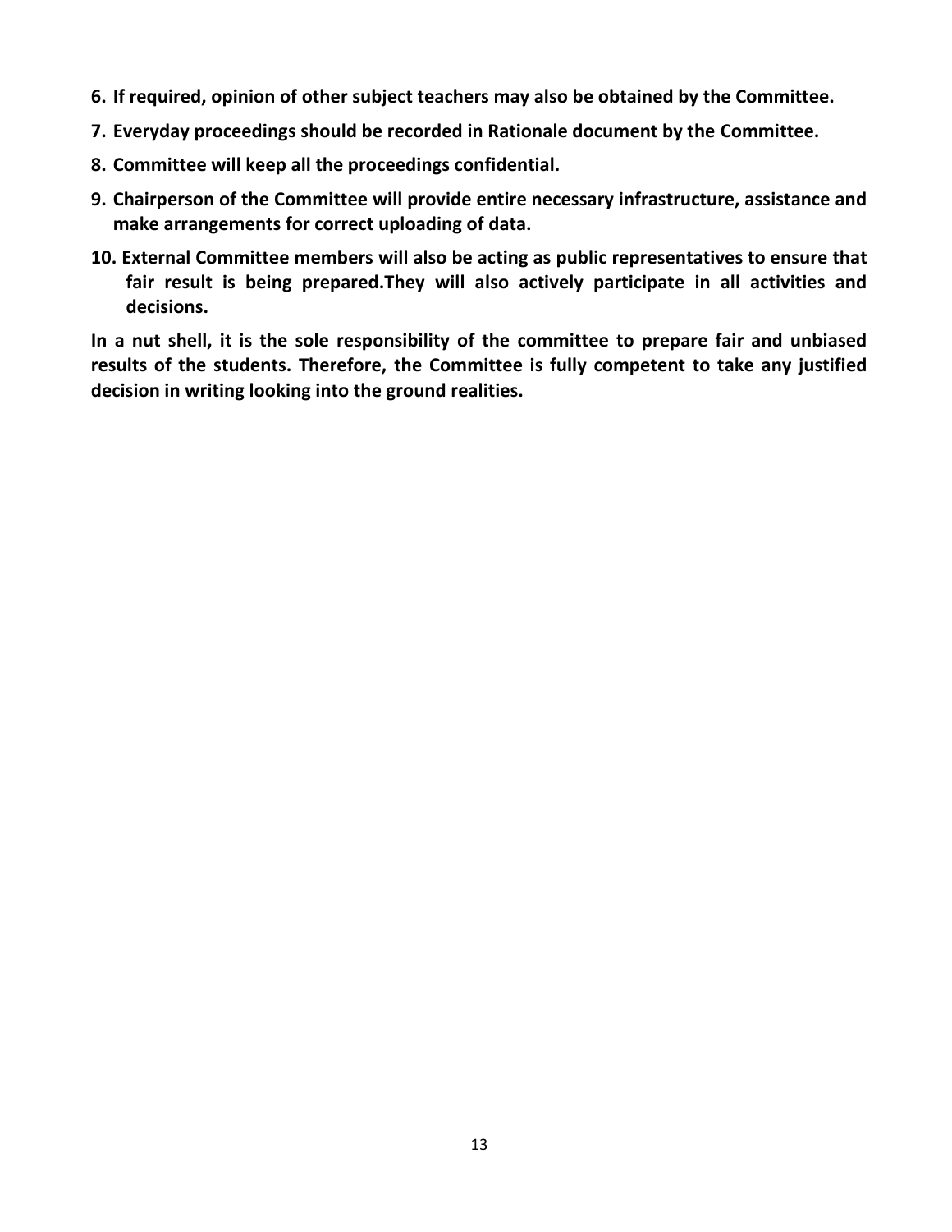6. **If required, opinion of other subject teachers may also be obtained by the Committee.**
7. **Everyday proceedings should be recorded in Rationale document by the Committee.**
8. **Committee will keep all the proceedings confidential.**
9. **Chairperson of the Committee will provide entire necessary infrastructure, assistance and make arrangements for correct uploading of data.**
10. **External Committee members will also be acting as public representatives to ensure that fair result is being prepared.They will also actively participate in all activities and decisions.**

**In a nut shell, it is the sole responsibility of the committee to prepare fair and unbiased results of the students. Therefore, the Committee is fully competent to take any justified decision in writing looking into the ground realities.**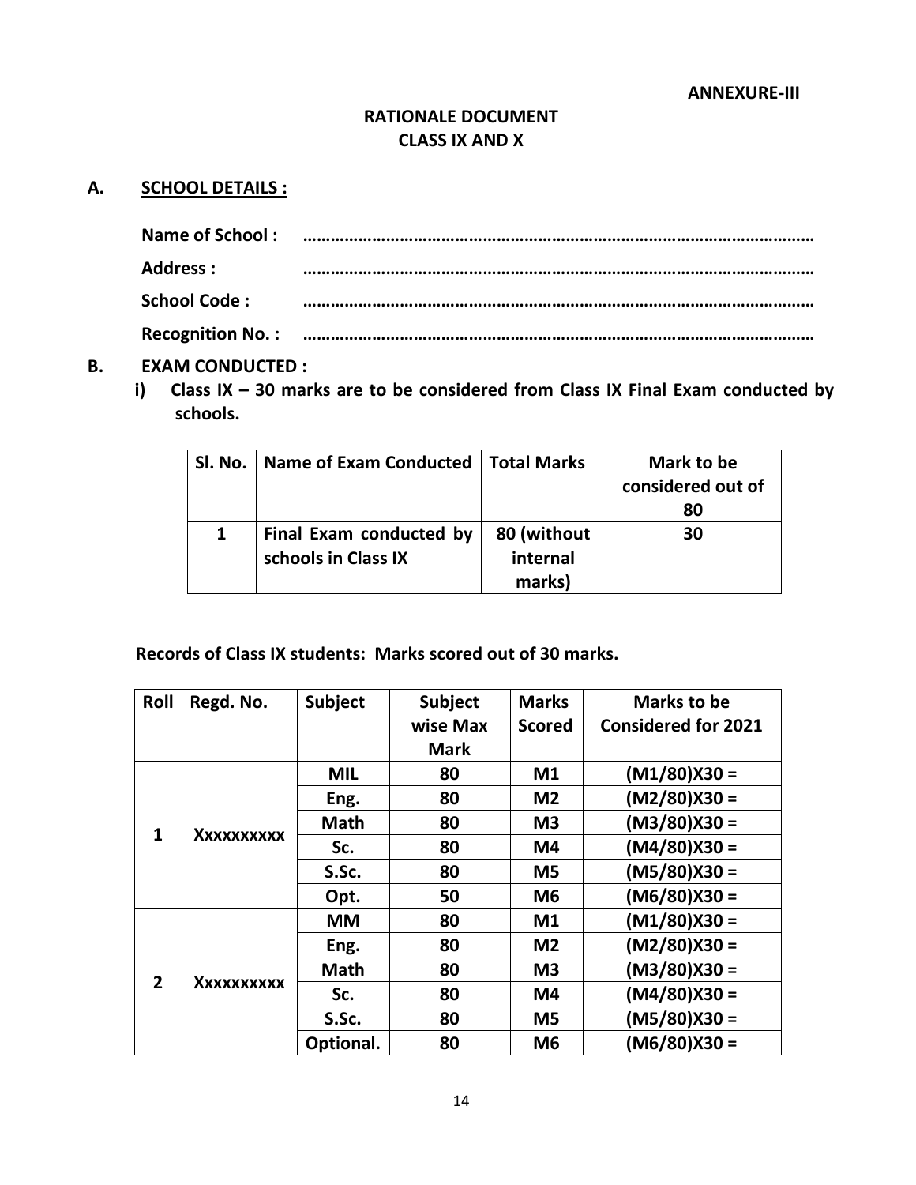**ANNEXURE-III**

# RATIONALE DOCUMENT
## CLASS IX AND X

**A. SCHOOL DETAILS :**

**Name of School :** ……………………………………………………………………………………………

**Address :** ……………………………………………………………………………………………

**School Code :** ……………………………………………………………………………………………

**Recognition No. :** ……………………………………………………………………………………………

**B. EXAM CONDUCTED :**

**i) Class IX – 30 marks are to be considered from Class IX Final Exam conducted by schools.**

| Sl. No. | Name of Exam Conducted | Total Marks | Mark to be considered out of 80 |
|---|---|---|---|
| 1 | Final Exam conducted by schools in Class IX | 80 (without internal marks) | 30 |

**Records of Class IX students: Marks scored out of 30 marks.**

| Roll | Regd. No. | Subject | Subject wise Max Mark | Marks Scored | Marks to be Considered for 2021 |
|---|---|---|---|---|---|
| 1 | Xxxxxxxxxx | MIL | 80 | M1 | (M1/80)X30 = |
| | | Eng. | 80 | M2 | (M2/80)X30 = |
| | | Math | 80 | M3 | (M3/80)X30 = |
| | | Sc. | 80 | M4 | (M4/80)X30 = |
| | | S.Sc. | 80 | M5 | (M5/80)X30 = |
| | | Opt. | 50 | M6 | (M6/80)X30 = |
| 2 | Xxxxxxxxxx | MM | 80 | M1 | (M1/80)X30 = |
| | | Eng. | 80 | M2 | (M2/80)X30 = |
| | | Math | 80 | M3 | (M3/80)X30 = |
| | | Sc. | 80 | M4 | (M4/80)X30 = |
| | | S.Sc. | 80 | M5 | (M5/80)X30 = |
| | | Optional. | 80 | M6 | (M6/80)X30 = |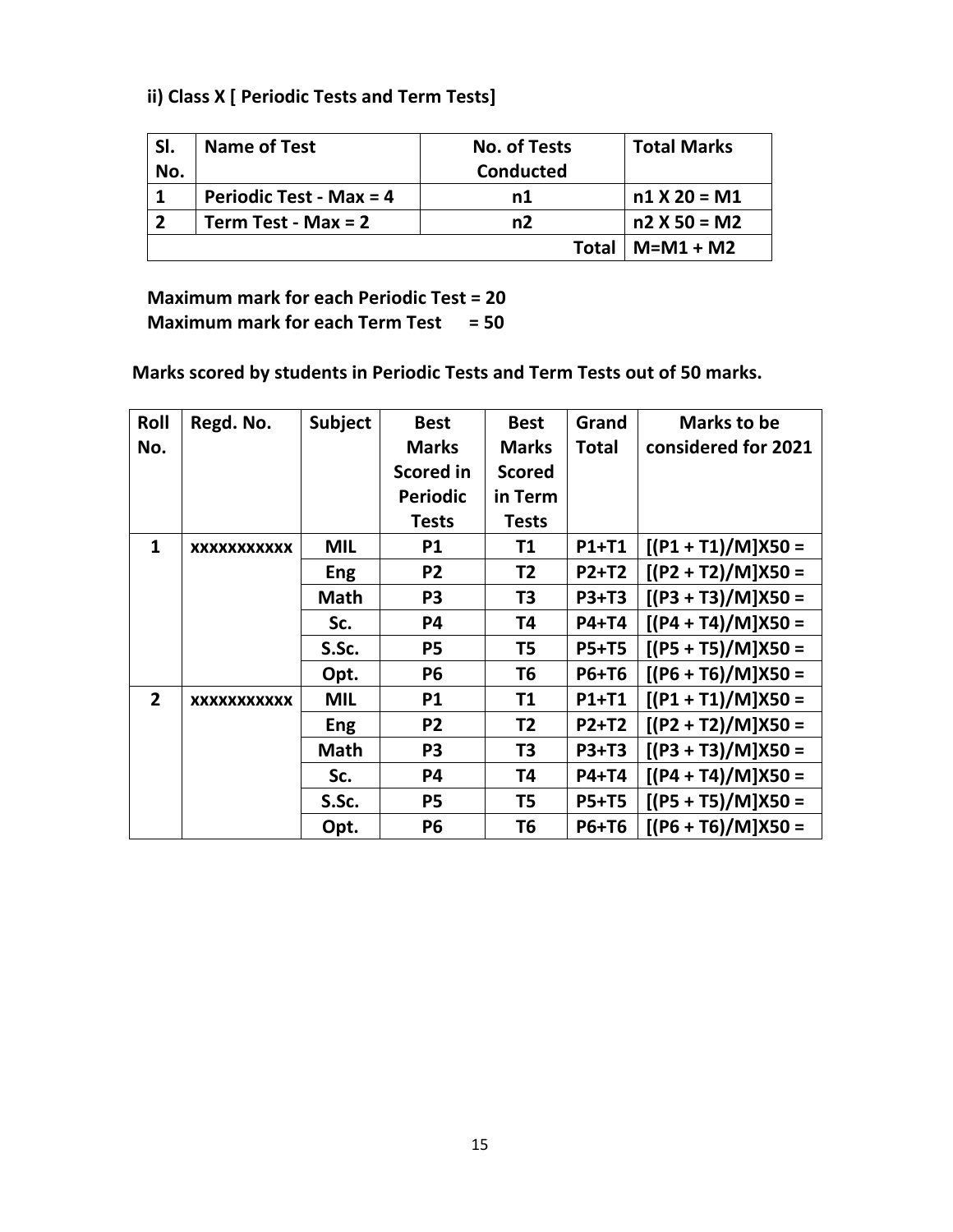**ii) Class X [ Periodic Tests and Term Tests]**

| Sl. No. | Name of Test | No. of Tests Conducted | Total Marks |
|---|---|---|---|
| 1 | Periodic Test - Max = 4 | n1 | n1 X 20 = M1 |
| 2 | Term Test - Max = 2 | n2 | n2 X 50 = M2 |
| | | Total | M=M1 + M2 |

**Maximum mark for each Periodic Test = 20**
**Maximum mark for each Term Test = 50**

**Marks scored by students in Periodic Tests and Term Tests out of 50 marks.**

| Roll No. | Regd. No. | Subject | Best Marks Scored in Periodic Tests | Best Marks Scored in Term Tests | Grand Total | Marks to be considered for 2021 |
|---|---|---|---|---|---|---|
| 1 | xxxxxxxxxxx | MIL | P1 | T1 | P1+T1 | [(P1 + T1)/M]X50 = |
| | | Eng | P2 | T2 | P2+T2 | [(P2 + T2)/M]X50 = |
| | | Math | P3 | T3 | P3+T3 | [(P3 + T3)/M]X50 = |
| | | Sc. | P4 | T4 | P4+T4 | [(P4 + T4)/M]X50 = |
| | | S.Sc. | P5 | T5 | P5+T5 | [(P5 + T5)/M]X50 = |
| | | Opt. | P6 | T6 | P6+T6 | [(P6 + T6)/M]X50 = |
| 2 | xxxxxxxxxxx | MIL | P1 | T1 | P1+T1 | [(P1 + T1)/M]X50 = |
| | | Eng | P2 | T2 | P2+T2 | [(P2 + T2)/M]X50 = |
| | | Math | P3 | T3 | P3+T3 | [(P3 + T3)/M]X50 = |
| | | Sc. | P4 | T4 | P4+T4 | [(P4 + T4)/M]X50 = |
| | | S.Sc. | P5 | T5 | P5+T5 | [(P5 + T5)/M]X50 = |
| | | Opt. | P6 | T6 | P6+T6 | [(P6 + T6)/M]X50 = |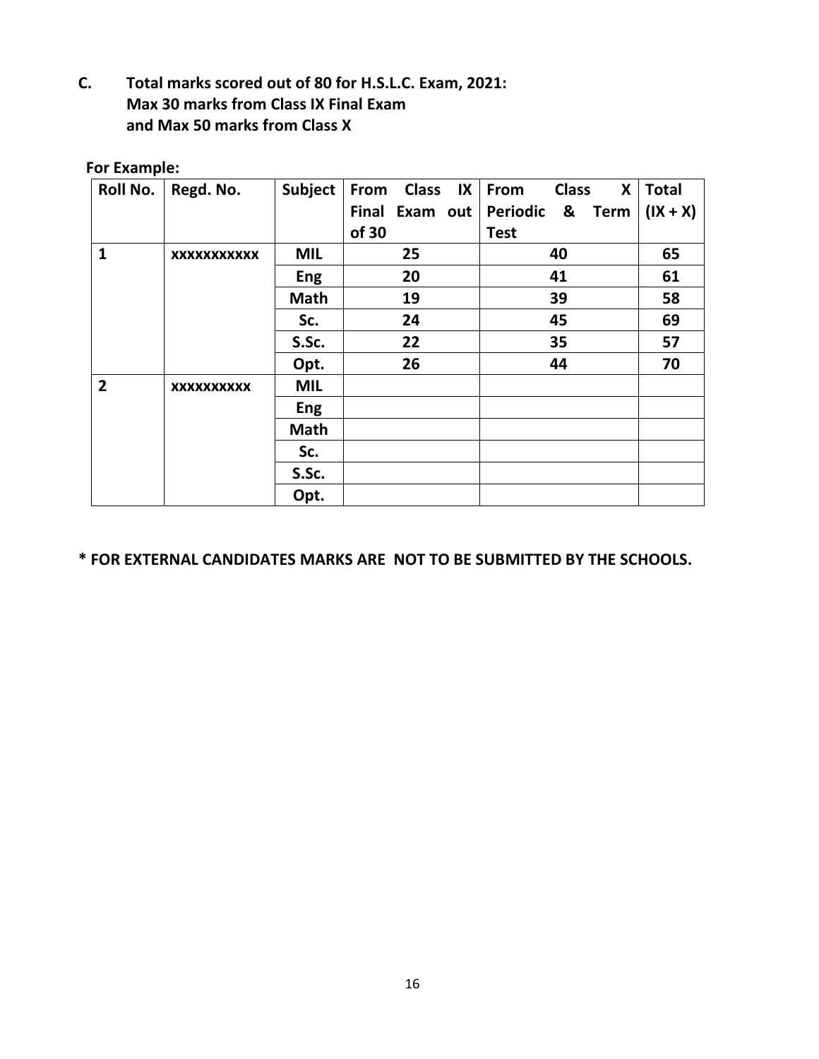**C. Total marks scored out of 80 for H.S.L.C. Exam, 2021:**
**Max 30 marks from Class IX Final Exam**
**and Max 50 marks from Class X**

**For Example:**

| Roll No. | Regd. No. | Subject | From Class IX Final Exam out of 30 | From Class X Periodic & Term Test | Total (IX + X) |
|---|---|---|---|---|---|
| 1 | xxxxxxxxxxx | MIL | 25 | 40 | 65 |
| | | Eng | 20 | 41 | 61 |
| | | Math | 19 | 39 | 58 |
| | | Sc. | 24 | 45 | 69 |
| | | S.Sc. | 22 | 35 | 57 |
| | | Opt. | 26 | 44 | 70 |
| 2 | xxxxxxxxxx | MIL | | | |
| | | Eng | | | |
| | | Math | | | |
| | | Sc. | | | |
| | | S.Sc. | | | |
| | | Opt. | | | |

**\* FOR EXTERNAL CANDIDATES MARKS ARE NOT TO BE SUBMITTED BY THE SCHOOLS.**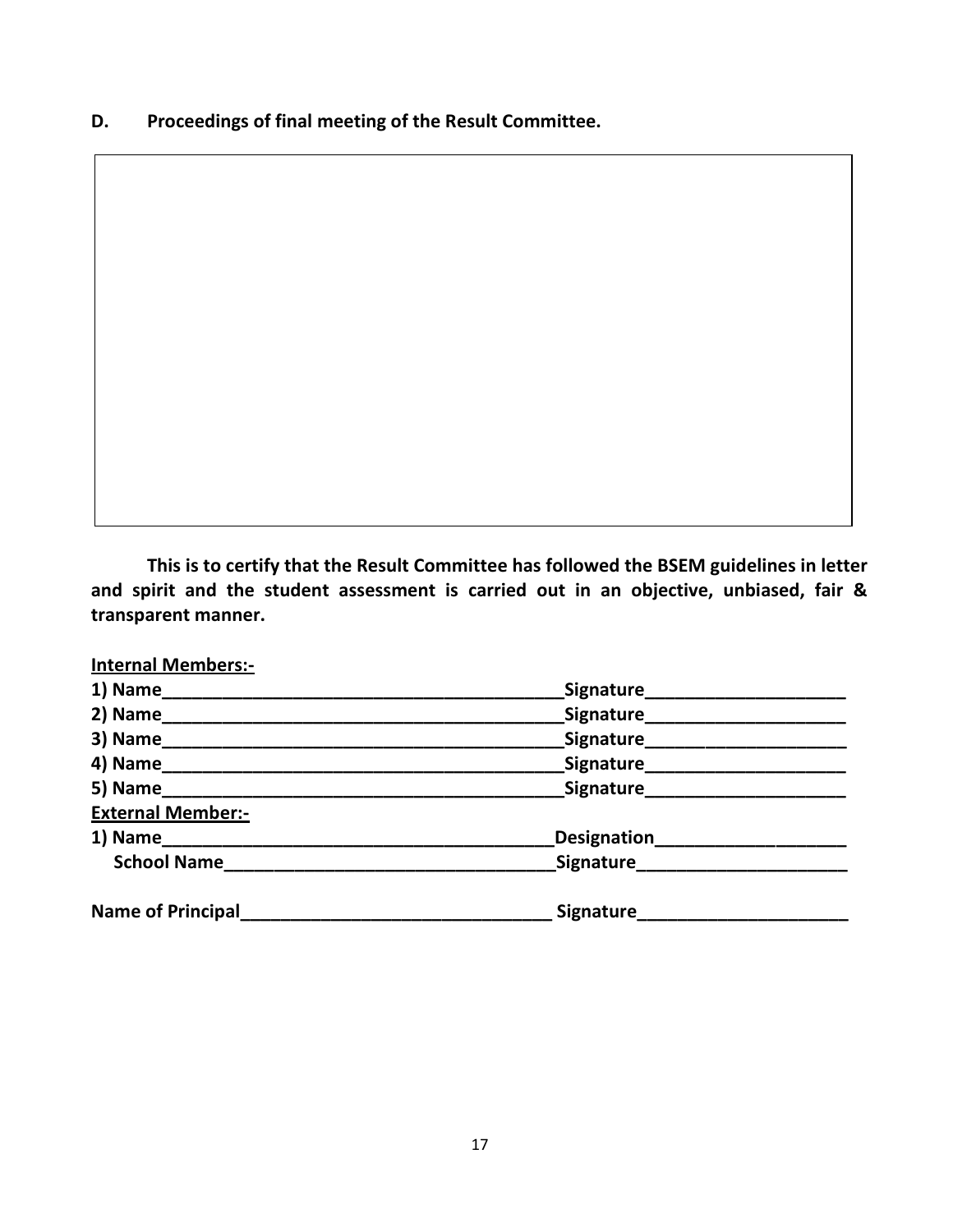**D. Proceedings of final meeting of the Result Committee.**

**This is to certify that the Result Committee has followed the BSEM guidelines in letter and spirit and the student assessment is carried out in an objective, unbiased, fair & transparent manner.**

**Internal Members:-**

**1) Name__________________________________________Signature____________________**

**2) Name__________________________________________Signature____________________**

**3) Name__________________________________________Signature____________________**

**4) Name__________________________________________Signature____________________**

**5) Name__________________________________________Signature____________________**

**External Member:-**

**1) Name_________________________________________Designation___________________**

**School Name__________________________________Signature_____________________**

**Name of Principal_______________________________ Signature_____________________**